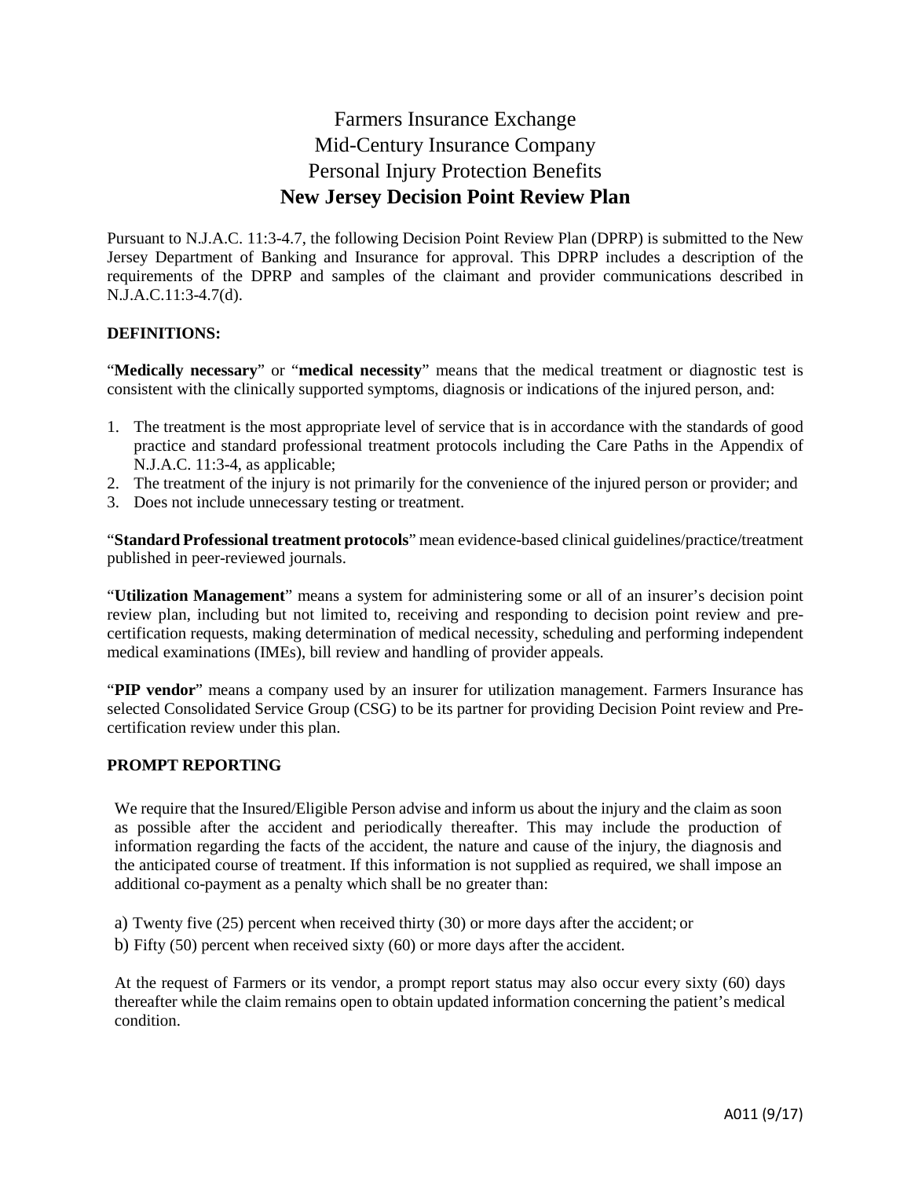# Farmers Insurance Exchange
# Mid-Century Insurance Company
# Personal Injury Protection Benefits
# **New Jersey Decision Point Review Plan**

Pursuant to N.J.A.C. 11:3-4.7, the following Decision Point Review Plan (DPRP) is submitted to the New Jersey Department of Banking and Insurance for approval. This DPRP includes a description of the requirements of the DPRP and samples of the claimant and provider communications described in N.J.A.C.11:3-4.7(d).

## DEFINITIONS:

"**Medically necessary**" or "**medical necessity**" means that the medical treatment or diagnostic test is consistent with the clinically supported symptoms, diagnosis or indications of the injured person, and:

1. The treatment is the most appropriate level of service that is in accordance with the standards of good practice and standard professional treatment protocols including the Care Paths in the Appendix of N.J.A.C. 11:3-4, as applicable;
2. The treatment of the injury is not primarily for the convenience of the injured person or provider; and
3. Does not include unnecessary testing or treatment.

"**Standard Professional treatment protocols**" mean evidence-based clinical guidelines/practice/treatment published in peer-reviewed journals.

"**Utilization Management**" means a system for administering some or all of an insurer's decision point review plan, including but not limited to, receiving and responding to decision point review and pre-certification requests, making determination of medical necessity, scheduling and performing independent medical examinations (IMEs), bill review and handling of provider appeals.

"**PIP vendor**" means a company used by an insurer for utilization management. Farmers Insurance has selected Consolidated Service Group (CSG) to be its partner for providing Decision Point review and Pre-certification review under this plan.

## PROMPT REPORTING

We require that the Insured/Eligible Person advise and inform us about the injury and the claim as soon as possible after the accident and periodically thereafter. This may include the production of information regarding the facts of the accident, the nature and cause of the injury, the diagnosis and the anticipated course of treatment. If this information is not supplied as required, we shall impose an additional co-payment as a penalty which shall be no greater than:

a) Twenty five (25) percent when received thirty (30) or more days after the accident; or

b) Fifty (50) percent when received sixty (60) or more days after the accident.

At the request of Farmers or its vendor, a prompt report status may also occur every sixty (60) days thereafter while the claim remains open to obtain updated information concerning the patient's medical condition.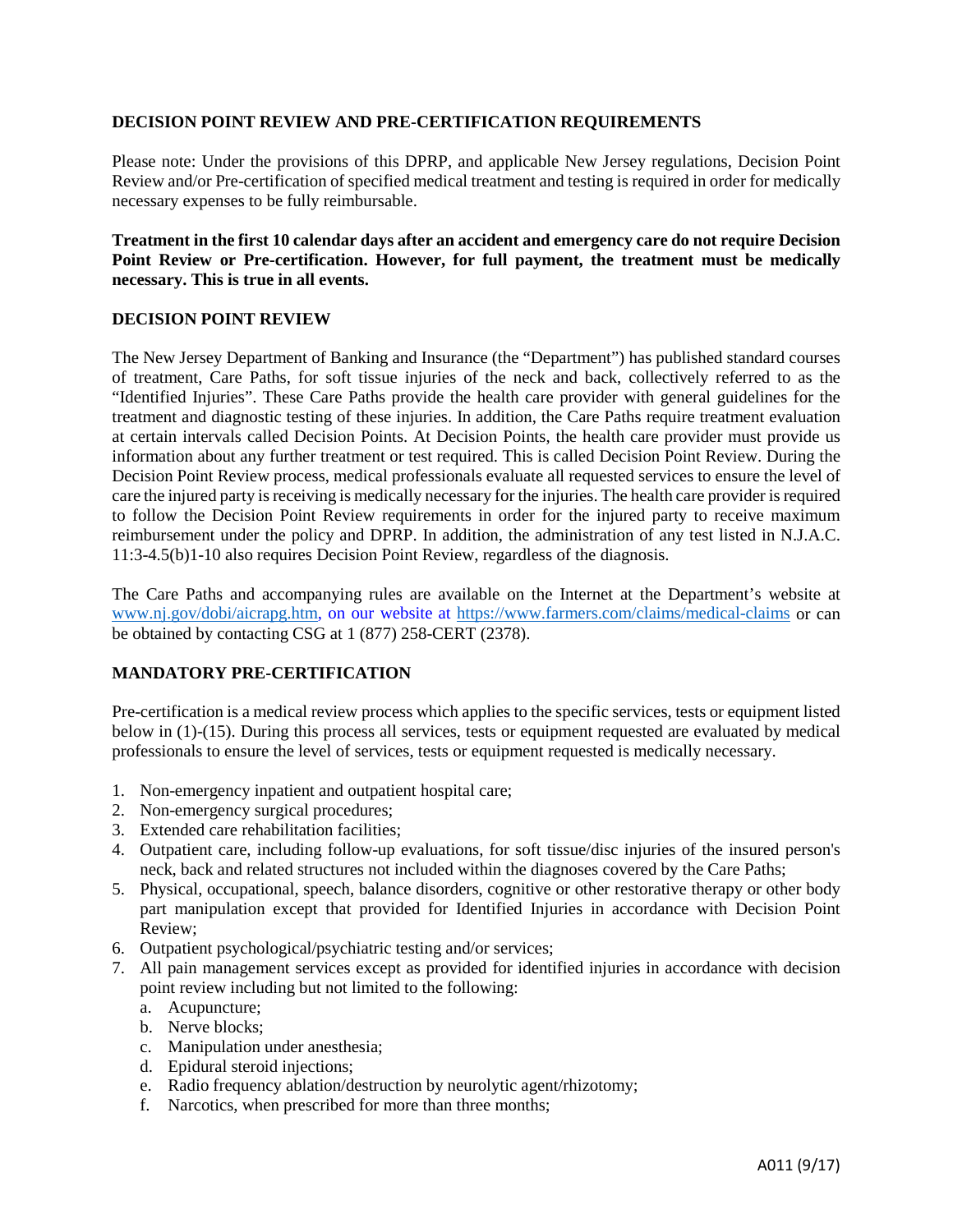### DECISION POINT REVIEW AND PRE-CERTIFICATION REQUIREMENTS

Please note: Under the provisions of this DPRP, and applicable New Jersey regulations, Decision Point Review and/or Pre-certification of specified medical treatment and testing is required in order for medically necessary expenses to be fully reimbursable.

**Treatment in the first 10 calendar days after an accident and emergency care do not require Decision Point Review or Pre-certification. However, for full payment, the treatment must be medically necessary. This is true in all events.**

### DECISION POINT REVIEW

The New Jersey Department of Banking and Insurance (the "Department") has published standard courses of treatment, Care Paths, for soft tissue injuries of the neck and back, collectively referred to as the "Identified Injuries". These Care Paths provide the health care provider with general guidelines for the treatment and diagnostic testing of these injuries. In addition, the Care Paths require treatment evaluation at certain intervals called Decision Points. At Decision Points, the health care provider must provide us information about any further treatment or test required. This is called Decision Point Review. During the Decision Point Review process, medical professionals evaluate all requested services to ensure the level of care the injured party is receiving is medically necessary for the injuries. The health care provider is required to follow the Decision Point Review requirements in order for the injured party to receive maximum reimbursement under the policy and DPRP. In addition, the administration of any test listed in N.J.A.C. 11:3-4.5(b)1-10 also requires Decision Point Review, regardless of the diagnosis.

The Care Paths and accompanying rules are available on the Internet at the Department's website at www.nj.gov/dobi/aicrapg.htm, on our website at https://www.farmers.com/claims/medical-claims or can be obtained by contacting CSG at 1 (877) 258-CERT (2378).

### MANDATORY PRE-CERTIFICATION

Pre-certification is a medical review process which applies to the specific services, tests or equipment listed below in (1)-(15). During this process all services, tests or equipment requested are evaluated by medical professionals to ensure the level of services, tests or equipment requested is medically necessary.

1. Non-emergency inpatient and outpatient hospital care;
2. Non-emergency surgical procedures;
3. Extended care rehabilitation facilities;
4. Outpatient care, including follow-up evaluations, for soft tissue/disc injuries of the insured person's neck, back and related structures not included within the diagnoses covered by the Care Paths;
5. Physical, occupational, speech, balance disorders, cognitive or other restorative therapy or other body part manipulation except that provided for Identified Injuries in accordance with Decision Point Review;
6. Outpatient psychological/psychiatric testing and/or services;
7. All pain management services except as provided for identified injuries in accordance with decision point review including but not limited to the following:
   a. Acupuncture;
   b. Nerve blocks;
   c. Manipulation under anesthesia;
   d. Epidural steroid injections;
   e. Radio frequency ablation/destruction by neurolytic agent/rhizotomy;
   f. Narcotics, when prescribed for more than three months;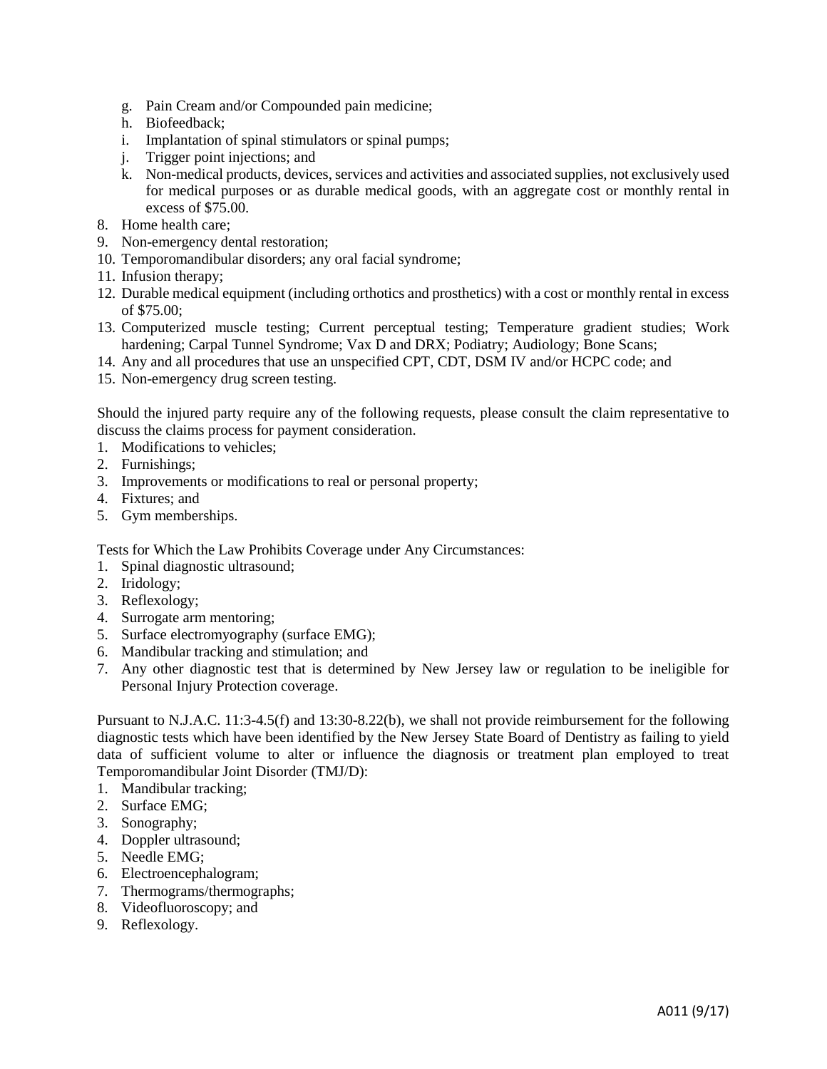g. Pain Cream and/or Compounded pain medicine;
   h. Biofeedback;
   i. Implantation of spinal stimulators or spinal pumps;
   j. Trigger point injections; and
   k. Non-medical products, devices, services and activities and associated supplies, not exclusively used for medical purposes or as durable medical goods, with an aggregate cost or monthly rental in excess of $75.00.
8. Home health care;
9. Non-emergency dental restoration;
10. Temporomandibular disorders; any oral facial syndrome;
11. Infusion therapy;
12. Durable medical equipment (including orthotics and prosthetics) with a cost or monthly rental in excess of $75.00;
13. Computerized muscle testing; Current perceptual testing; Temperature gradient studies; Work hardening; Carpal Tunnel Syndrome; Vax D and DRX; Podiatry; Audiology; Bone Scans;
14. Any and all procedures that use an unspecified CPT, CDT, DSM IV and/or HCPC code; and
15. Non-emergency drug screen testing.

Should the injured party require any of the following requests, please consult the claim representative to discuss the claims process for payment consideration.

1. Modifications to vehicles;
2. Furnishings;
3. Improvements or modifications to real or personal property;
4. Fixtures; and
5. Gym memberships.

Tests for Which the Law Prohibits Coverage under Any Circumstances:

1. Spinal diagnostic ultrasound;
2. Iridology;
3. Reflexology;
4. Surrogate arm mentoring;
5. Surface electromyography (surface EMG);
6. Mandibular tracking and stimulation; and
7. Any other diagnostic test that is determined by New Jersey law or regulation to be ineligible for Personal Injury Protection coverage.

Pursuant to N.J.A.C. 11:3-4.5(f) and 13:30-8.22(b), we shall not provide reimbursement for the following diagnostic tests which have been identified by the New Jersey State Board of Dentistry as failing to yield data of sufficient volume to alter or influence the diagnosis or treatment plan employed to treat Temporomandibular Joint Disorder (TMJ/D):

1. Mandibular tracking;
2. Surface EMG;
3. Sonography;
4. Doppler ultrasound;
5. Needle EMG;
6. Electroencephalogram;
7. Thermograms/thermographs;
8. Videofluoroscopy; and
9. Reflexology.

A011 (9/17)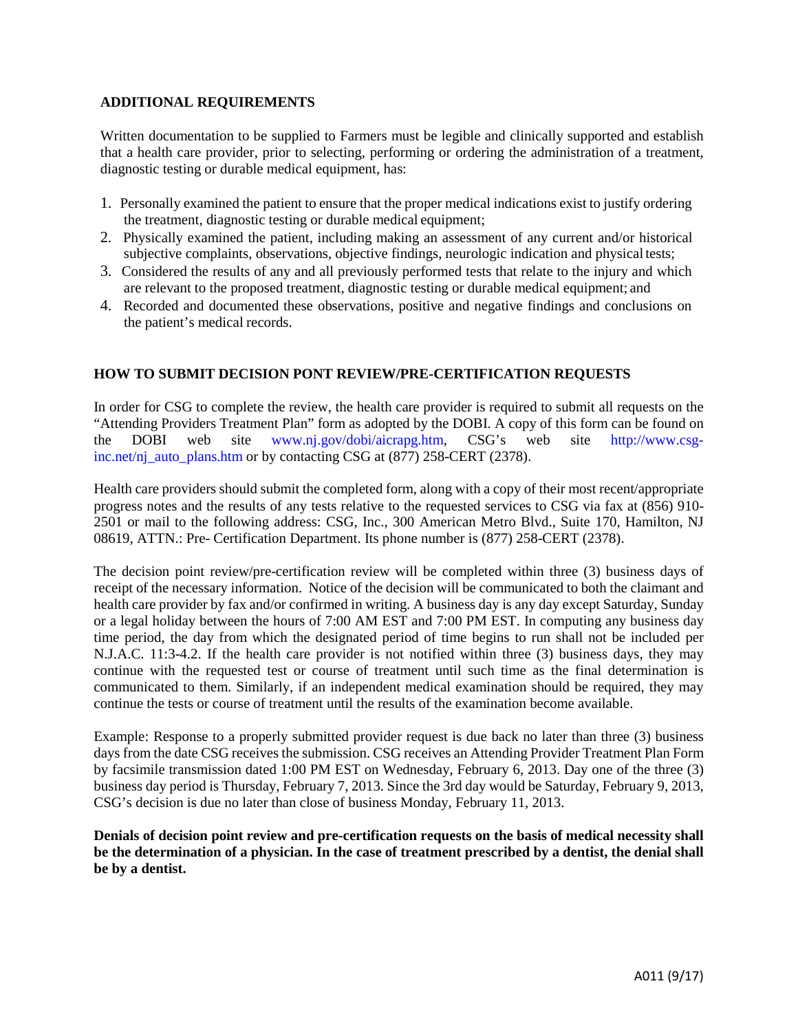## ADDITIONAL REQUIREMENTS

Written documentation to be supplied to Farmers must be legible and clinically supported and establish that a health care provider, prior to selecting, performing or ordering the administration of a treatment, diagnostic testing or durable medical equipment, has:

1. Personally examined the patient to ensure that the proper medical indications exist to justify ordering the treatment, diagnostic testing or durable medical equipment;
2. Physically examined the patient, including making an assessment of any current and/or historical subjective complaints, observations, objective findings, neurologic indication and physical tests;
3. Considered the results of any and all previously performed tests that relate to the injury and which are relevant to the proposed treatment, diagnostic testing or durable medical equipment; and
4. Recorded and documented these observations, positive and negative findings and conclusions on the patient's medical records.

## HOW TO SUBMIT DECISION PONT REVIEW/PRE-CERTIFICATION REQUESTS

In order for CSG to complete the review, the health care provider is required to submit all requests on the "Attending Providers Treatment Plan" form as adopted by the DOBI. A copy of this form can be found on the DOBI web site www.nj.gov/dobi/aicrapg.htm, CSG's web site http://www.csg-inc.net/nj_auto_plans.htm or by contacting CSG at (877) 258-CERT (2378).

Health care providers should submit the completed form, along with a copy of their most recent/appropriate progress notes and the results of any tests relative to the requested services to CSG via fax at (856) 910-2501 or mail to the following address: CSG, Inc., 300 American Metro Blvd., Suite 170, Hamilton, NJ 08619, ATTN.: Pre- Certification Department. Its phone number is (877) 258-CERT (2378).

The decision point review/pre-certification review will be completed within three (3) business days of receipt of the necessary information. Notice of the decision will be communicated to both the claimant and health care provider by fax and/or confirmed in writing. A business day is any day except Saturday, Sunday or a legal holiday between the hours of 7:00 AM EST and 7:00 PM EST. In computing any business day time period, the day from which the designated period of time begins to run shall not be included per N.J.A.C. 11:3-4.2. If the health care provider is not notified within three (3) business days, they may continue with the requested test or course of treatment until such time as the final determination is communicated to them. Similarly, if an independent medical examination should be required, they may continue the tests or course of treatment until the results of the examination become available.

Example: Response to a properly submitted provider request is due back no later than three (3) business days from the date CSG receives the submission. CSG receives an Attending Provider Treatment Plan Form by facsimile transmission dated 1:00 PM EST on Wednesday, February 6, 2013. Day one of the three (3) business day period is Thursday, February 7, 2013. Since the 3rd day would be Saturday, February 9, 2013, CSG's decision is due no later than close of business Monday, February 11, 2013.

**Denials of decision point review and pre-certification requests on the basis of medical necessity shall be the determination of a physician. In the case of treatment prescribed by a dentist, the denial shall be by a dentist.**

A011 (9/17)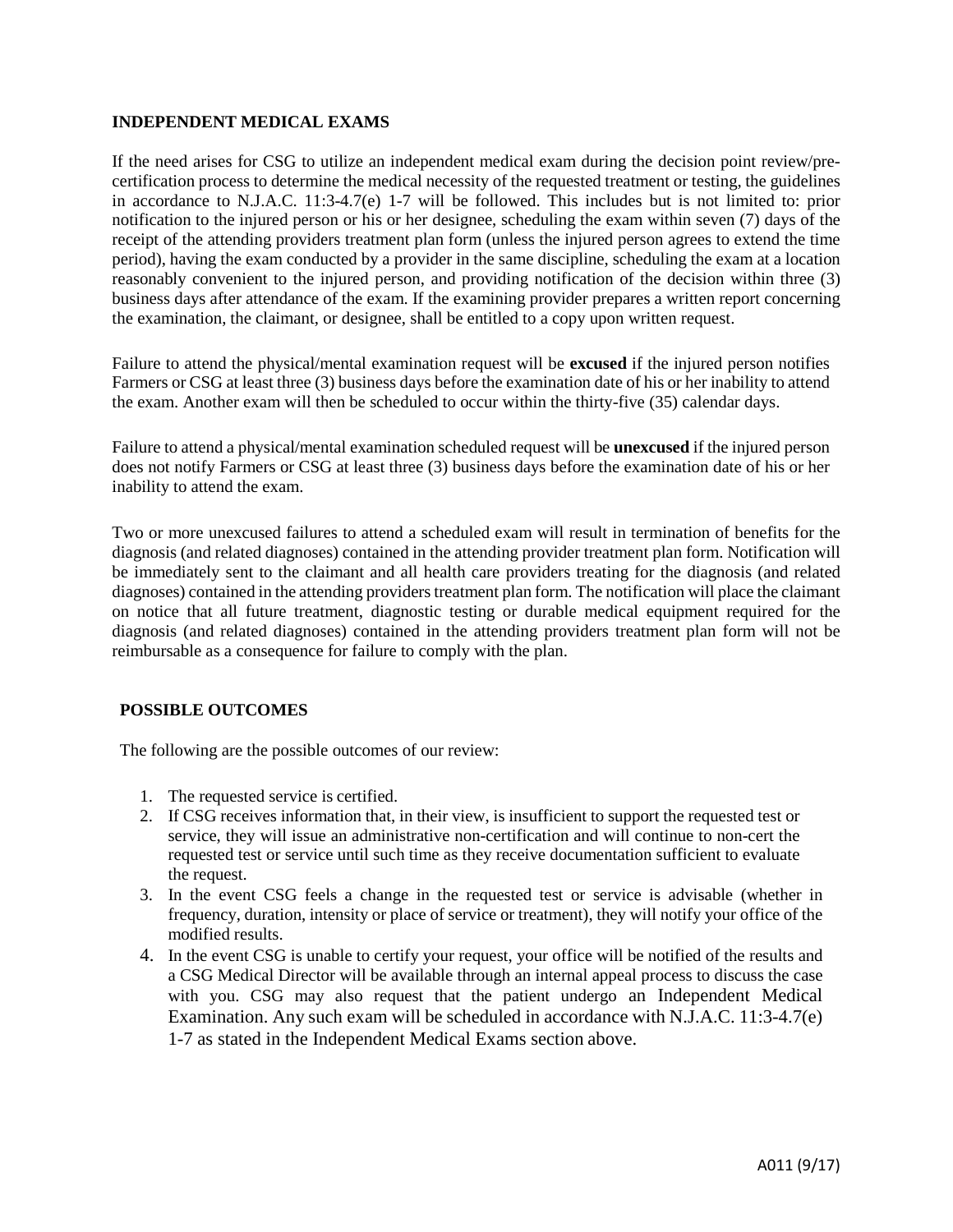## INDEPENDENT MEDICAL EXAMS

If the need arises for CSG to utilize an independent medical exam during the decision point review/pre-certification process to determine the medical necessity of the requested treatment or testing, the guidelines in accordance to N.J.A.C. 11:3-4.7(e) 1-7 will be followed. This includes but is not limited to: prior notification to the injured person or his or her designee, scheduling the exam within seven (7) days of the receipt of the attending providers treatment plan form (unless the injured person agrees to extend the time period), having the exam conducted by a provider in the same discipline, scheduling the exam at a location reasonably convenient to the injured person, and providing notification of the decision within three (3) business days after attendance of the exam. If the examining provider prepares a written report concerning the examination, the claimant, or designee, shall be entitled to a copy upon written request.

Failure to attend the physical/mental examination request will be **excused** if the injured person notifies Farmers or CSG at least three (3) business days before the examination date of his or her inability to attend the exam. Another exam will then be scheduled to occur within the thirty-five (35) calendar days.

Failure to attend a physical/mental examination scheduled request will be **unexcused** if the injured person does not notify Farmers or CSG at least three (3) business days before the examination date of his or her inability to attend the exam.

Two or more unexcused failures to attend a scheduled exam will result in termination of benefits for the diagnosis (and related diagnoses) contained in the attending provider treatment plan form. Notification will be immediately sent to the claimant and all health care providers treating for the diagnosis (and related diagnoses) contained in the attending providers treatment plan form. The notification will place the claimant on notice that all future treatment, diagnostic testing or durable medical equipment required for the diagnosis (and related diagnoses) contained in the attending providers treatment plan form will not be reimbursable as a consequence for failure to comply with the plan.

## POSSIBLE OUTCOMES

The following are the possible outcomes of our review:

1. The requested service is certified.
2. If CSG receives information that, in their view, is insufficient to support the requested test or service, they will issue an administrative non-certification and will continue to non-cert the requested test or service until such time as they receive documentation sufficient to evaluate the request.
3. In the event CSG feels a change in the requested test or service is advisable (whether in frequency, duration, intensity or place of service or treatment), they will notify your office of the modified results.
4. In the event CSG is unable to certify your request, your office will be notified of the results and a CSG Medical Director will be available through an internal appeal process to discuss the case with you. CSG may also request that the patient undergo an Independent Medical Examination. Any such exam will be scheduled in accordance with N.J.A.C. 11:3-4.7(e) 1-7 as stated in the Independent Medical Exams section above.

A011 (9/17)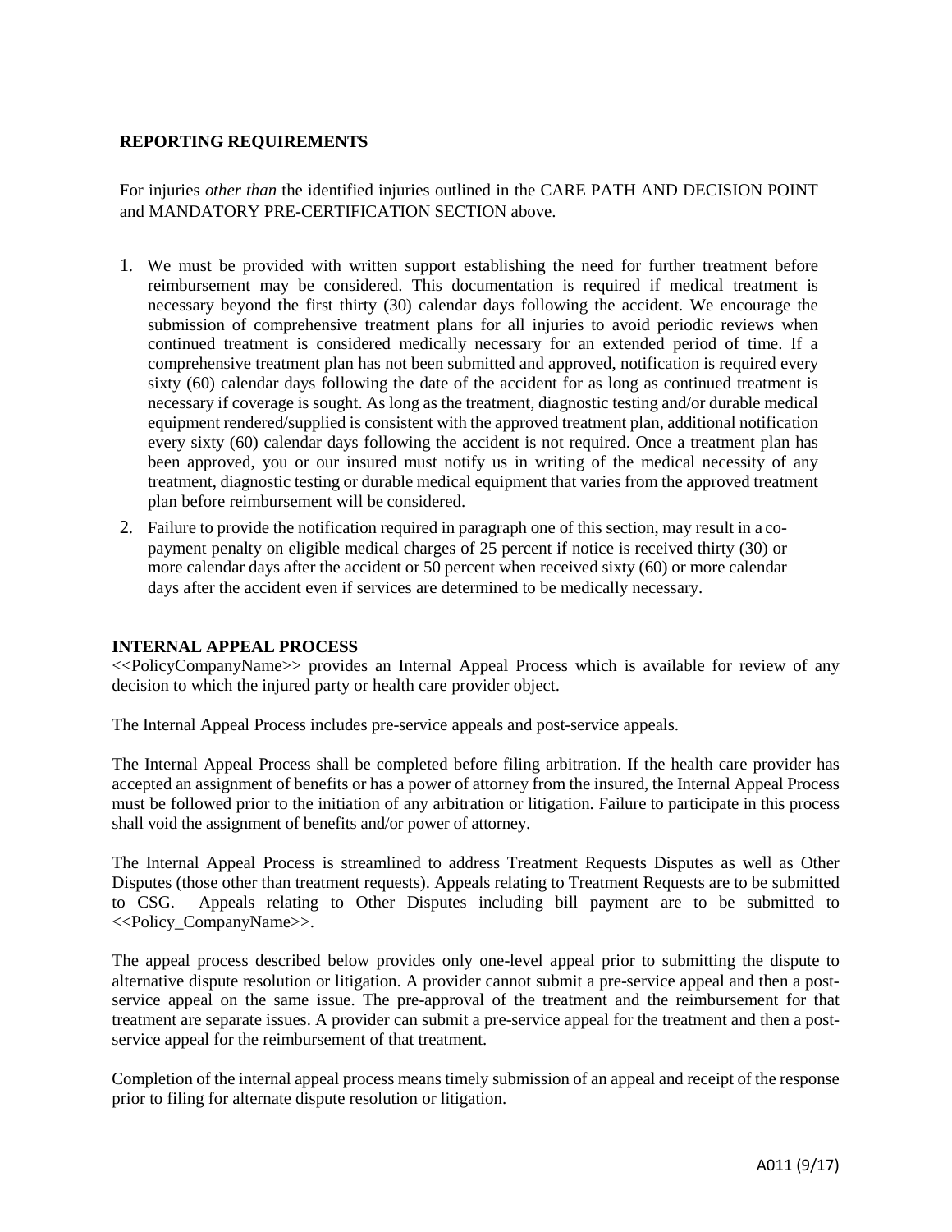**REPORTING REQUIREMENTS**

For injuries *other than* the identified injuries outlined in the CARE PATH AND DECISION POINT and MANDATORY PRE-CERTIFICATION SECTION above.

1. We must be provided with written support establishing the need for further treatment before reimbursement may be considered. This documentation is required if medical treatment is necessary beyond the first thirty (30) calendar days following the accident. We encourage the submission of comprehensive treatment plans for all injuries to avoid periodic reviews when continued treatment is considered medically necessary for an extended period of time. If a comprehensive treatment plan has not been submitted and approved, notification is required every sixty (60) calendar days following the date of the accident for as long as continued treatment is necessary if coverage is sought. As long as the treatment, diagnostic testing and/or durable medical equipment rendered/supplied is consistent with the approved treatment plan, additional notification every sixty (60) calendar days following the accident is not required. Once a treatment plan has been approved, you or our insured must notify us in writing of the medical necessity of any treatment, diagnostic testing or durable medical equipment that varies from the approved treatment plan before reimbursement will be considered.
2. Failure to provide the notification required in paragraph one of this section, may result in a co-payment penalty on eligible medical charges of 25 percent if notice is received thirty (30) or more calendar days after the accident or 50 percent when received sixty (60) or more calendar days after the accident even if services are determined to be medically necessary.

**INTERNAL APPEAL PROCESS**

<<PolicyCompanyName>> provides an Internal Appeal Process which is available for review of any decision to which the injured party or health care provider object.

The Internal Appeal Process includes pre-service appeals and post-service appeals.

The Internal Appeal Process shall be completed before filing arbitration. If the health care provider has accepted an assignment of benefits or has a power of attorney from the insured, the Internal Appeal Process must be followed prior to the initiation of any arbitration or litigation. Failure to participate in this process shall void the assignment of benefits and/or power of attorney.

The Internal Appeal Process is streamlined to address Treatment Requests Disputes as well as Other Disputes (those other than treatment requests). Appeals relating to Treatment Requests are to be submitted to CSG. Appeals relating to Other Disputes including bill payment are to be submitted to <<Policy_CompanyName>>.

The appeal process described below provides only one-level appeal prior to submitting the dispute to alternative dispute resolution or litigation. A provider cannot submit a pre-service appeal and then a post-service appeal on the same issue. The pre-approval of the treatment and the reimbursement for that treatment are separate issues. A provider can submit a pre-service appeal for the treatment and then a post-service appeal for the reimbursement of that treatment.

Completion of the internal appeal process means timely submission of an appeal and receipt of the response prior to filing for alternate dispute resolution or litigation.

A011 (9/17)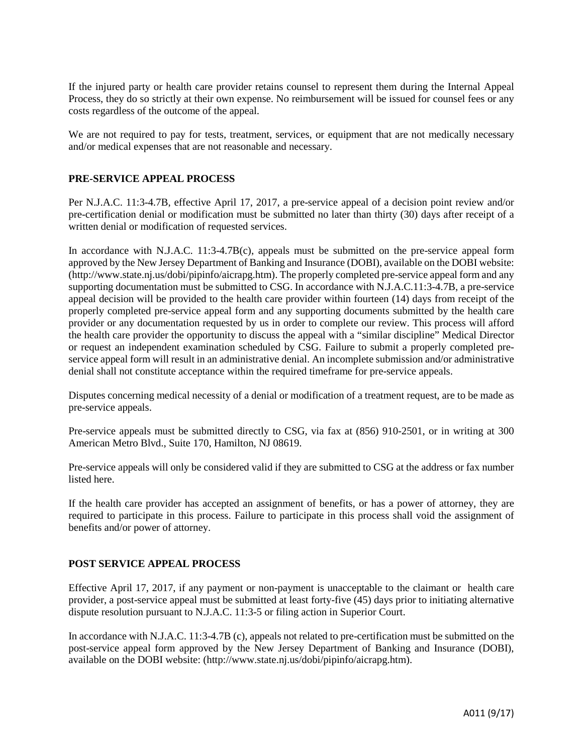If the injured party or health care provider retains counsel to represent them during the Internal Appeal Process, they do so strictly at their own expense. No reimbursement will be issued for counsel fees or any costs regardless of the outcome of the appeal.

We are not required to pay for tests, treatment, services, or equipment that are not medically necessary and/or medical expenses that are not reasonable and necessary.

## PRE-SERVICE APPEAL PROCESS

Per N.J.A.C. 11:3-4.7B, effective April 17, 2017, a pre-service appeal of a decision point review and/or pre-certification denial or modification must be submitted no later than thirty (30) days after receipt of a written denial or modification of requested services.

In accordance with N.J.A.C. 11:3-4.7B(c), appeals must be submitted on the pre-service appeal form approved by the New Jersey Department of Banking and Insurance (DOBI), available on the DOBI website: (http://www.state.nj.us/dobi/pipinfo/aicrapg.htm). The properly completed pre-service appeal form and any supporting documentation must be submitted to CSG. In accordance with N.J.A.C.11:3-4.7B, a pre-service appeal decision will be provided to the health care provider within fourteen (14) days from receipt of the properly completed pre-service appeal form and any supporting documents submitted by the health care provider or any documentation requested by us in order to complete our review. This process will afford the health care provider the opportunity to discuss the appeal with a "similar discipline" Medical Director or request an independent examination scheduled by CSG. Failure to submit a properly completed pre-service appeal form will result in an administrative denial. An incomplete submission and/or administrative denial shall not constitute acceptance within the required timeframe for pre-service appeals.

Disputes concerning medical necessity of a denial or modification of a treatment request, are to be made as pre-service appeals.

Pre-service appeals must be submitted directly to CSG, via fax at (856) 910-2501, or in writing at 300 American Metro Blvd., Suite 170, Hamilton, NJ 08619.

Pre-service appeals will only be considered valid if they are submitted to CSG at the address or fax number listed here.

If the health care provider has accepted an assignment of benefits, or has a power of attorney, they are required to participate in this process. Failure to participate in this process shall void the assignment of benefits and/or power of attorney.

## POST SERVICE APPEAL PROCESS

Effective April 17, 2017, if any payment or non-payment is unacceptable to the claimant or health care provider, a post-service appeal must be submitted at least forty-five (45) days prior to initiating alternative dispute resolution pursuant to N.J.A.C. 11:3-5 or filing action in Superior Court.

In accordance with N.J.A.C. 11:3-4.7B (c), appeals not related to pre-certification must be submitted on the post-service appeal form approved by the New Jersey Department of Banking and Insurance (DOBI), available on the DOBI website: (http://www.state.nj.us/dobi/pipinfo/aicrapg.htm).

A011 (9/17)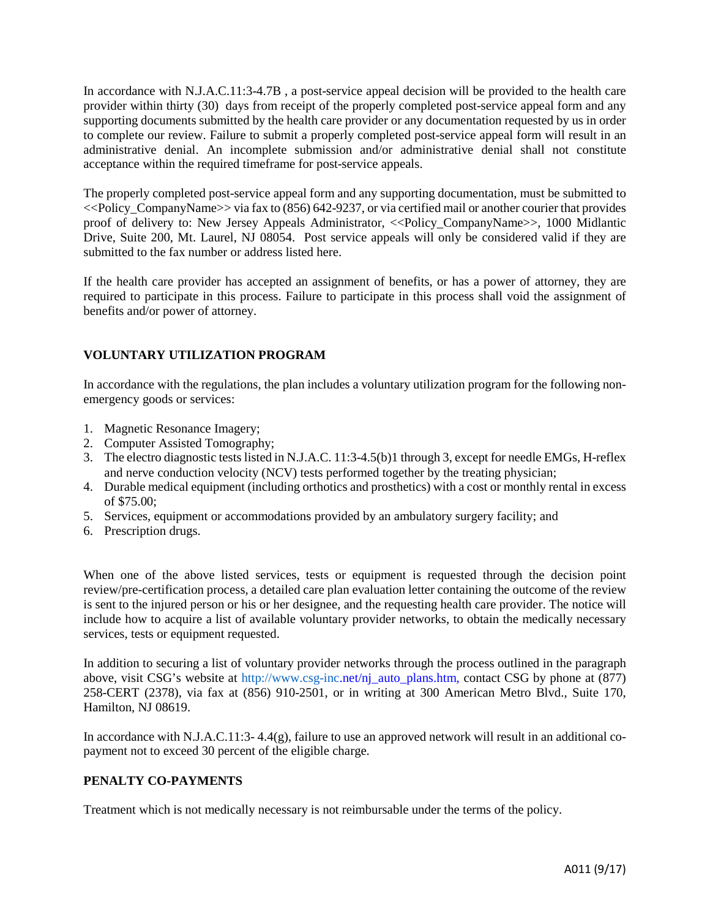In accordance with N.J.A.C.11:3-4.7B , a post-service appeal decision will be provided to the health care provider within thirty (30) days from receipt of the properly completed post-service appeal form and any supporting documents submitted by the health care provider or any documentation requested by us in order to complete our review. Failure to submit a properly completed post-service appeal form will result in an administrative denial. An incomplete submission and/or administrative denial shall not constitute acceptance within the required timeframe for post-service appeals.

The properly completed post-service appeal form and any supporting documentation, must be submitted to <<Policy_CompanyName>> via fax to (856) 642-9237, or via certified mail or another courier that provides proof of delivery to: New Jersey Appeals Administrator, <<Policy_CompanyName>>, 1000 Midlantic Drive, Suite 200, Mt. Laurel, NJ 08054. Post service appeals will only be considered valid if they are submitted to the fax number or address listed here.

If the health care provider has accepted an assignment of benefits, or has a power of attorney, they are required to participate in this process. Failure to participate in this process shall void the assignment of benefits and/or power of attorney.

## VOLUNTARY UTILIZATION PROGRAM

In accordance with the regulations, the plan includes a voluntary utilization program for the following non-emergency goods or services:

1. Magnetic Resonance Imagery;
2. Computer Assisted Tomography;
3. The electro diagnostic tests listed in N.J.A.C. 11:3-4.5(b)1 through 3, except for needle EMGs, H-reflex and nerve conduction velocity (NCV) tests performed together by the treating physician;
4. Durable medical equipment (including orthotics and prosthetics) with a cost or monthly rental in excess of $75.00;
5. Services, equipment or accommodations provided by an ambulatory surgery facility; and
6. Prescription drugs.

When one of the above listed services, tests or equipment is requested through the decision point review/pre-certification process, a detailed care plan evaluation letter containing the outcome of the review is sent to the injured person or his or her designee, and the requesting health care provider. The notice will include how to acquire a list of available voluntary provider networks, to obtain the medically necessary services, tests or equipment requested.

In addition to securing a list of voluntary provider networks through the process outlined in the paragraph above, visit CSG's website at http://www.csg-inc.net/nj_auto_plans.htm, contact CSG by phone at (877) 258-CERT (2378), via fax at (856) 910-2501, or in writing at 300 American Metro Blvd., Suite 170, Hamilton, NJ 08619.

In accordance with N.J.A.C.11:3- 4.4(g), failure to use an approved network will result in an additional co-payment not to exceed 30 percent of the eligible charge.

## PENALTY CO-PAYMENTS

Treatment which is not medically necessary is not reimbursable under the terms of the policy.

A011 (9/17)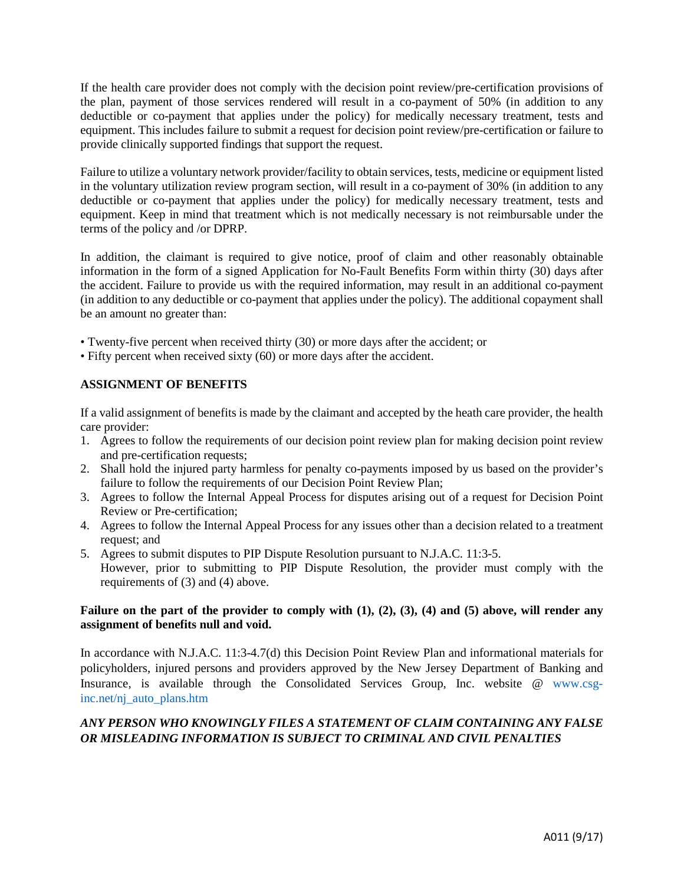If the health care provider does not comply with the decision point review/pre-certification provisions of the plan, payment of those services rendered will result in a co-payment of 50% (in addition to any deductible or co-payment that applies under the policy) for medically necessary treatment, tests and equipment. This includes failure to submit a request for decision point review/pre-certification or failure to provide clinically supported findings that support the request.

Failure to utilize a voluntary network provider/facility to obtain services, tests, medicine or equipment listed in the voluntary utilization review program section, will result in a co-payment of 30% (in addition to any deductible or co-payment that applies under the policy) for medically necessary treatment, tests and equipment. Keep in mind that treatment which is not medically necessary is not reimbursable under the terms of the policy and /or DPRP.

In addition, the claimant is required to give notice, proof of claim and other reasonably obtainable information in the form of a signed Application for No-Fault Benefits Form within thirty (30) days after the accident. Failure to provide us with the required information, may result in an additional co-payment (in addition to any deductible or co-payment that applies under the policy). The additional copayment shall be an amount no greater than:

- Twenty-five percent when received thirty (30) or more days after the accident; or
- Fifty percent when received sixty (60) or more days after the accident.

**ASSIGNMENT OF BENEFITS**

If a valid assignment of benefits is made by the claimant and accepted by the heath care provider, the health care provider:

1. Agrees to follow the requirements of our decision point review plan for making decision point review and pre-certification requests;
2. Shall hold the injured party harmless for penalty co-payments imposed by us based on the provider's failure to follow the requirements of our Decision Point Review Plan;
3. Agrees to follow the Internal Appeal Process for disputes arising out of a request for Decision Point Review or Pre-certification;
4. Agrees to follow the Internal Appeal Process for any issues other than a decision related to a treatment request; and
5. Agrees to submit disputes to PIP Dispute Resolution pursuant to N.J.A.C. 11:3-5.
   However, prior to submitting to PIP Dispute Resolution, the provider must comply with the requirements of (3) and (4) above.

**Failure on the part of the provider to comply with (1), (2), (3), (4) and (5) above, will render any assignment of benefits null and void.**

In accordance with N.J.A.C. 11:3-4.7(d) this Decision Point Review Plan and informational materials for policyholders, injured persons and providers approved by the New Jersey Department of Banking and Insurance, is available through the Consolidated Services Group, Inc. website @ www.csg-inc.net/nj_auto_plans.htm

***ANY PERSON WHO KNOWINGLY FILES A STATEMENT OF CLAIM CONTAINING ANY FALSE OR MISLEADING INFORMATION IS SUBJECT TO CRIMINAL AND CIVIL PENALTIES***

A011 (9/17)